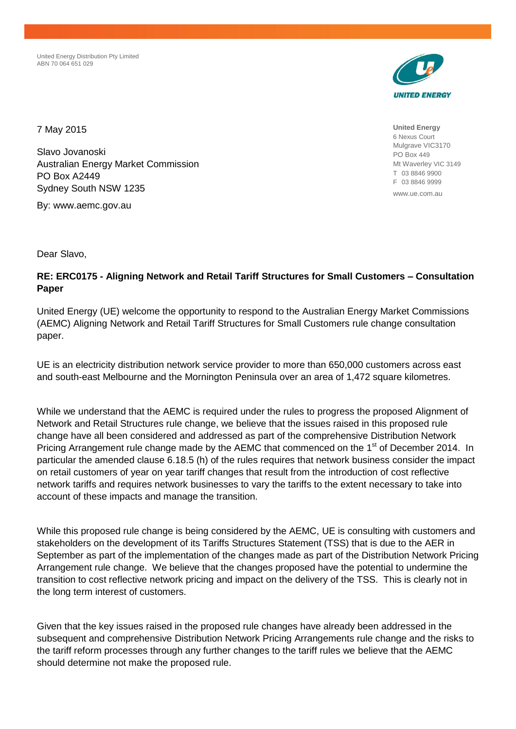United Energy Distribution Pty Limited
ABN 70 064 651 029

**United Energy**
6 Nexus Court
Mulgrave VIC3170
PO Box 449
Mt Waverley VIC 3149
T 03 8846 9900
F 03 8846 9999
www.ue.com.au

7 May 2015

Slavo Jovanoski
Australian Energy Market Commission
PO Box A2449
Sydney South NSW 1235

By: www.aemc.gov.au

Dear Slavo,

**RE: ERC0175 - Aligning Network and Retail Tariff Structures for Small Customers – Consultation Paper**

United Energy (UE) welcome the opportunity to respond to the Australian Energy Market Commissions (AEMC) Aligning Network and Retail Tariff Structures for Small Customers rule change consultation paper.

UE is an electricity distribution network service provider to more than 650,000 customers across east and south-east Melbourne and the Mornington Peninsula over an area of 1,472 square kilometres.

While we understand that the AEMC is required under the rules to progress the proposed Alignment of Network and Retail Structures rule change, we believe that the issues raised in this proposed rule change have all been considered and addressed as part of the comprehensive Distribution Network Pricing Arrangement rule change made by the AEMC that commenced on the 1st of December 2014. In particular the amended clause 6.18.5 (h) of the rules requires that network business consider the impact on retail customers of year on year tariff changes that result from the introduction of cost reflective network tariffs and requires network businesses to vary the tariffs to the extent necessary to take into account of these impacts and manage the transition.

While this proposed rule change is being considered by the AEMC, UE is consulting with customers and stakeholders on the development of its Tariffs Structures Statement (TSS) that is due to the AER in September as part of the implementation of the changes made as part of the Distribution Network Pricing Arrangement rule change. We believe that the changes proposed have the potential to undermine the transition to cost reflective network pricing and impact on the delivery of the TSS. This is clearly not in the long term interest of customers.

Given that the key issues raised in the proposed rule changes have already been addressed in the subsequent and comprehensive Distribution Network Pricing Arrangements rule change and the risks to the tariff reform processes through any further changes to the tariff rules we believe that the AEMC should determine not make the proposed rule.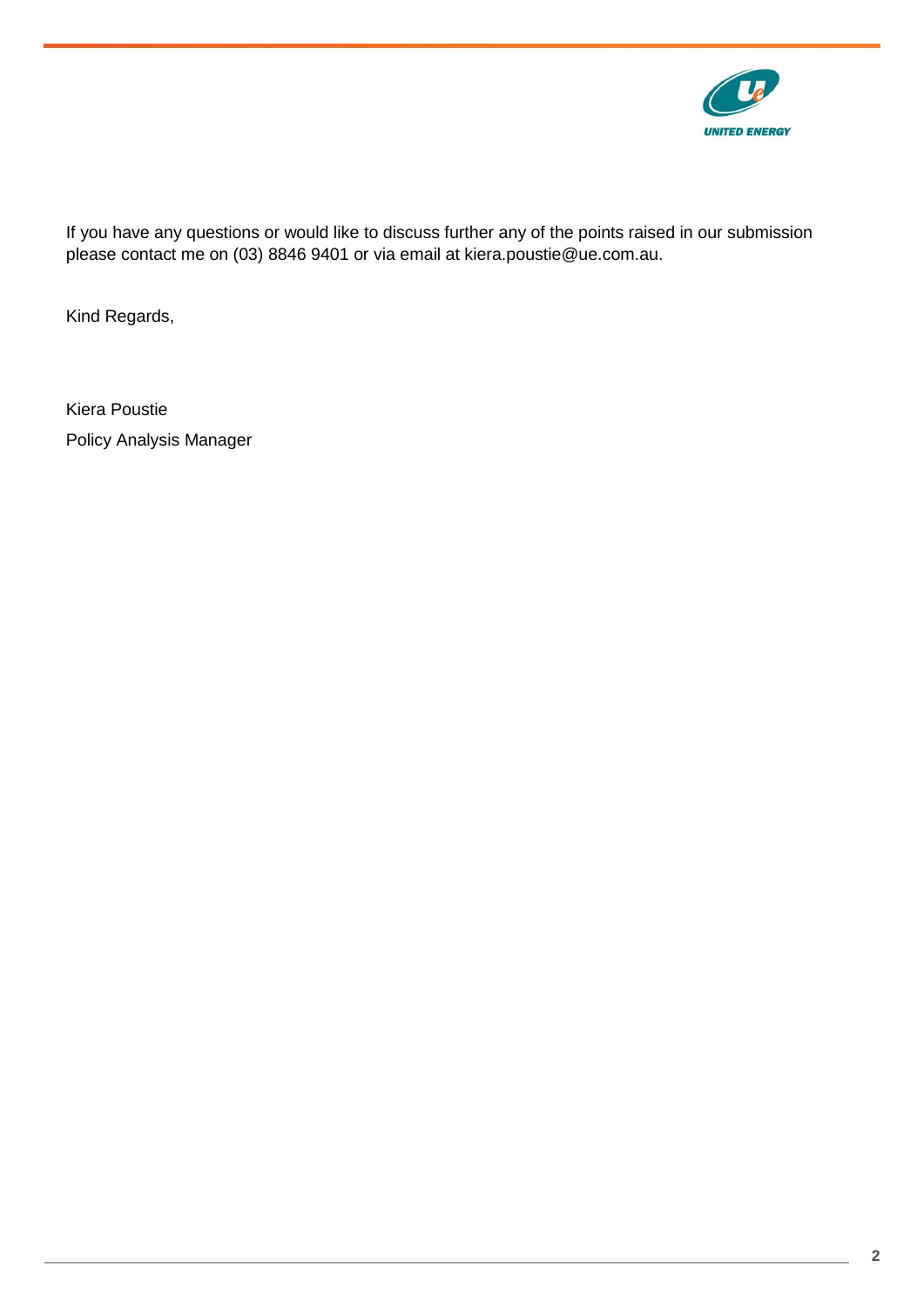If you have any questions or would like to discuss further any of the points raised in our submission please contact me on (03) 8846 9401 or via email at kiera.poustie@ue.com.au.

Kind Regards,

Kiera Poustie

Policy Analysis Manager